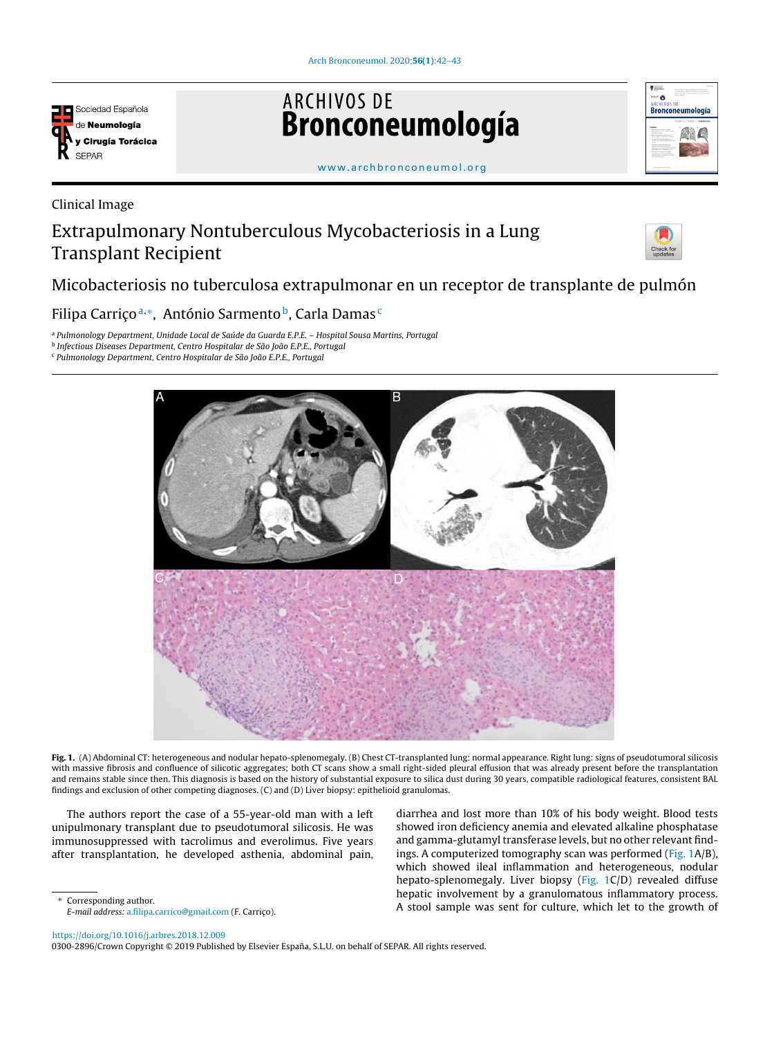Clinical Image

# Extrapulmonary Nontuberculous Mycobacteriosis in a Lung Transplant Recipient

## Micobacteriosis no tuberculosa extrapulmonar en un receptor de transplante de pulmón

Filipa Carriço[a,*], António Sarmento[b], Carla Damas[c]

[a] Pulmonology Department, Unidade Local de Saúde da Guarda E.P.E. – Hospital Sousa Martins, Portugal
[b] Infectious Diseases Department, Centro Hospitalar de São João E.P.E., Portugal
[c] Pulmonology Department, Centro Hospitalar de São João E.P.E., Portugal

**Fig. 1.** (A) Abdominal CT: heterogeneous and nodular hepato-splenomegaly. (B) Chest CT-transplanted lung: normal appearance. Right lung: signs of pseudotumoral silicosis with massive fibrosis and confluence of silicotic aggregates; both CT scans show a small right-sided pleural effusion that was already present before the transplantation and remains stable since then. This diagnosis is based on the history of substantial exposure to silica dust during 30 years, compatible radiological features, consistent BAL findings and exclusion of other competing diagnoses. (C) and (D) Liver biopsy: epithelioid granulomas.

The authors report the case of a 55-year-old man with a left unipulmonary transplant due to pseudotumoral silicosis. He was immunosuppressed with tacrolimus and everolimus. Five years after transplantation, he developed asthenia, abdominal pain, diarrhea and lost more than 10% of his body weight. Blood tests showed iron deficiency anemia and elevated alkaline phosphatase and gamma-glutamyl transferase levels, but no other relevant findings. A computerized tomography scan was performed (Fig. 1A/B), which showed ileal inflammation and heterogeneous, nodular hepato-splenomegaly. Liver biopsy (Fig. 1C/D) revealed diffuse hepatic involvement by a granulomatous inflammatory process. A stool sample was sent for culture, which let to the growth of

\* Corresponding author.
*E-mail address:* a.filipa.carrico@gmail.com (F. Carriço).

https://doi.org/10.1016/j.arbres.2018.12.009
0300-2896/Crown Copyright © 2019 Published by Elsevier España, S.L.U. on behalf of SEPAR. All rights reserved.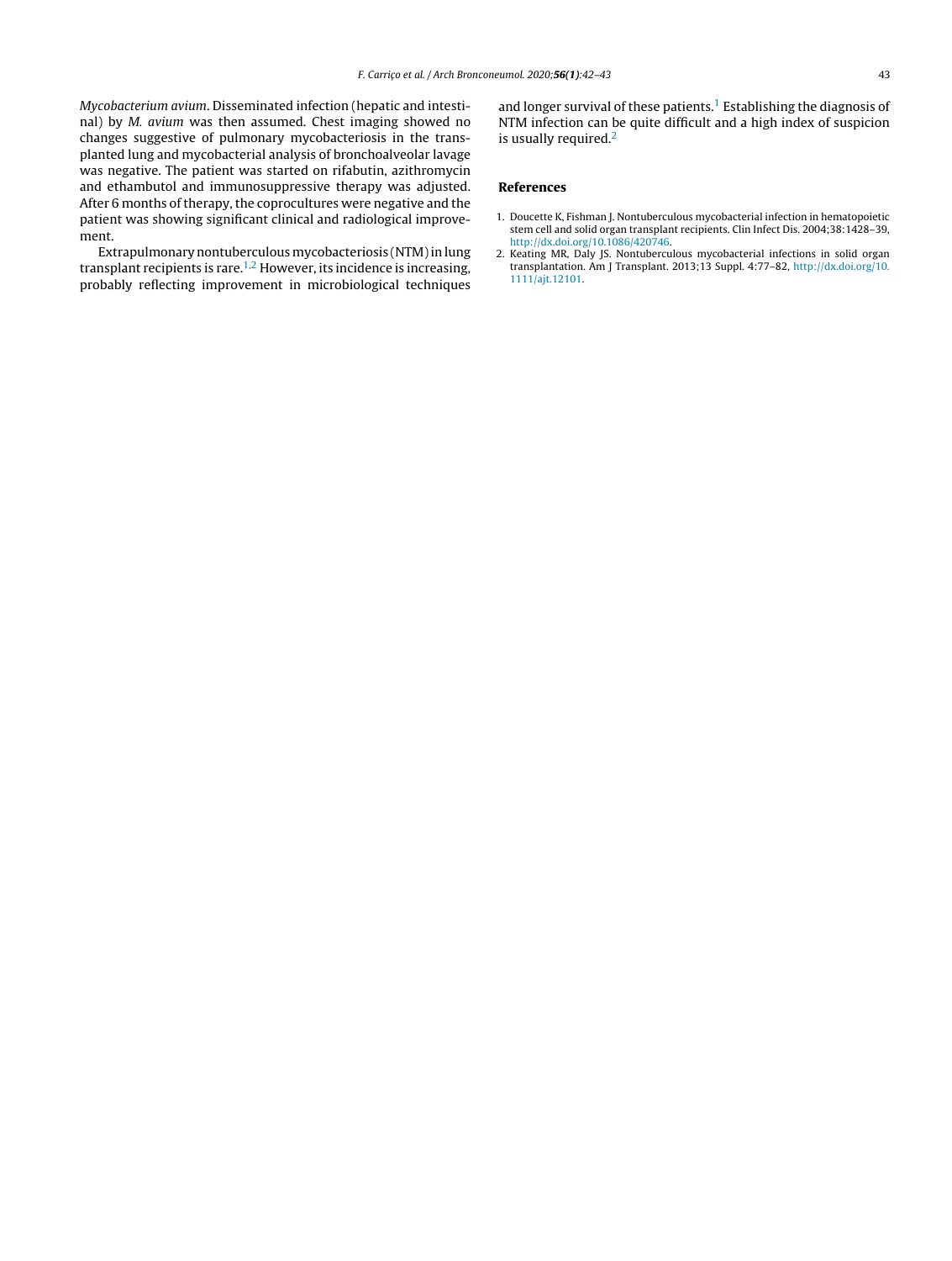*Mycobacterium avium*. Disseminated infection (hepatic and intestinal) by *M. avium* was then assumed. Chest imaging showed no changes suggestive of pulmonary mycobacteriosis in the transplanted lung and mycobacterial analysis of bronchoalveolar lavage was negative. The patient was started on rifabutin, azithromycin and ethambutol and immunosuppressive therapy was adjusted. After 6 months of therapy, the coprocultures were negative and the patient was showing significant clinical and radiological improvement.

Extrapulmonary nontuberculous mycobacteriosis (NTM) in lung transplant recipients is rare.[1,2] However, its incidence is increasing, probably reflecting improvement in microbiological techniques and longer survival of these patients.[1] Establishing the diagnosis of NTM infection can be quite difficult and a high index of suspicion is usually required.[2]

## References

1. Doucette K, Fishman J. Nontuberculous mycobacterial infection in hematopoietic stem cell and solid organ transplant recipients. Clin Infect Dis. 2004;38:1428–39, http://dx.doi.org/10.1086/420746.
2. Keating MR, Daly JS. Nontuberculous mycobacterial infections in solid organ transplantation. Am J Transplant. 2013;13 Suppl. 4:77–82, http://dx.doi.org/10.1111/ajt.12101.